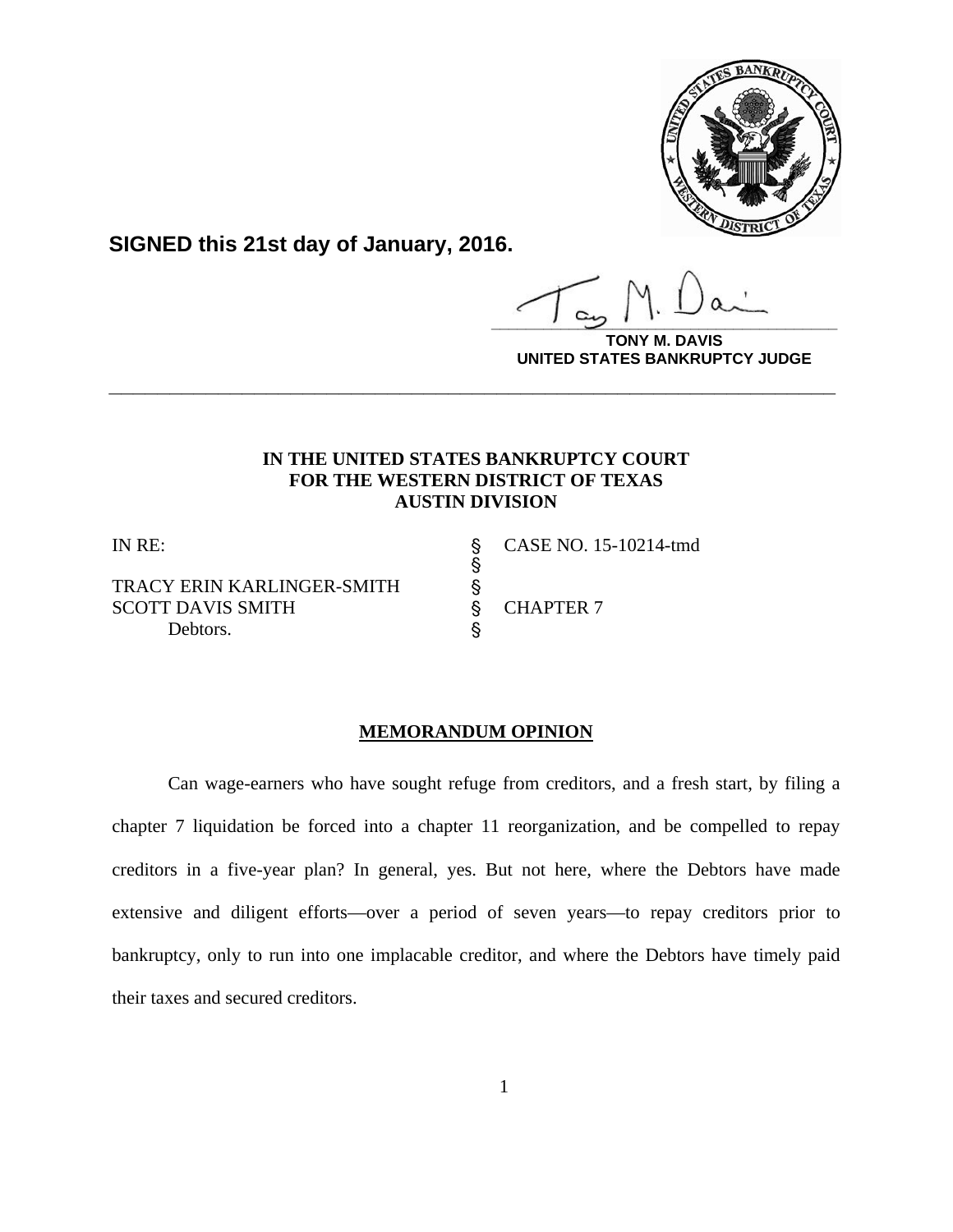**SIGNED this 21st day of January, 2016.**

**TONY M. DAVIS**
**UNITED STATES BANKRUPTCY JUDGE**

---

**IN THE UNITED STATES BANKRUPTCY COURT**
**FOR THE WESTERN DISTRICT OF TEXAS**
**AUSTIN DIVISION**

| | | |
|---|---|---|
| IN RE: | § | CASE NO. 15-10214-tmd |
| | § | |
| TRACY ERIN KARLINGER-SMITH | § | |
| SCOTT DAVIS SMITH | § | CHAPTER 7 |
| Debtors. | § | |

**MEMORANDUM OPINION**

Can wage-earners who have sought refuge from creditors, and a fresh start, by filing a chapter 7 liquidation be forced into a chapter 11 reorganization, and be compelled to repay creditors in a five-year plan? In general, yes. But not here, where the Debtors have made extensive and diligent efforts—over a period of seven years—to repay creditors prior to bankruptcy, only to run into one implacable creditor, and where the Debtors have timely paid their taxes and secured creditors.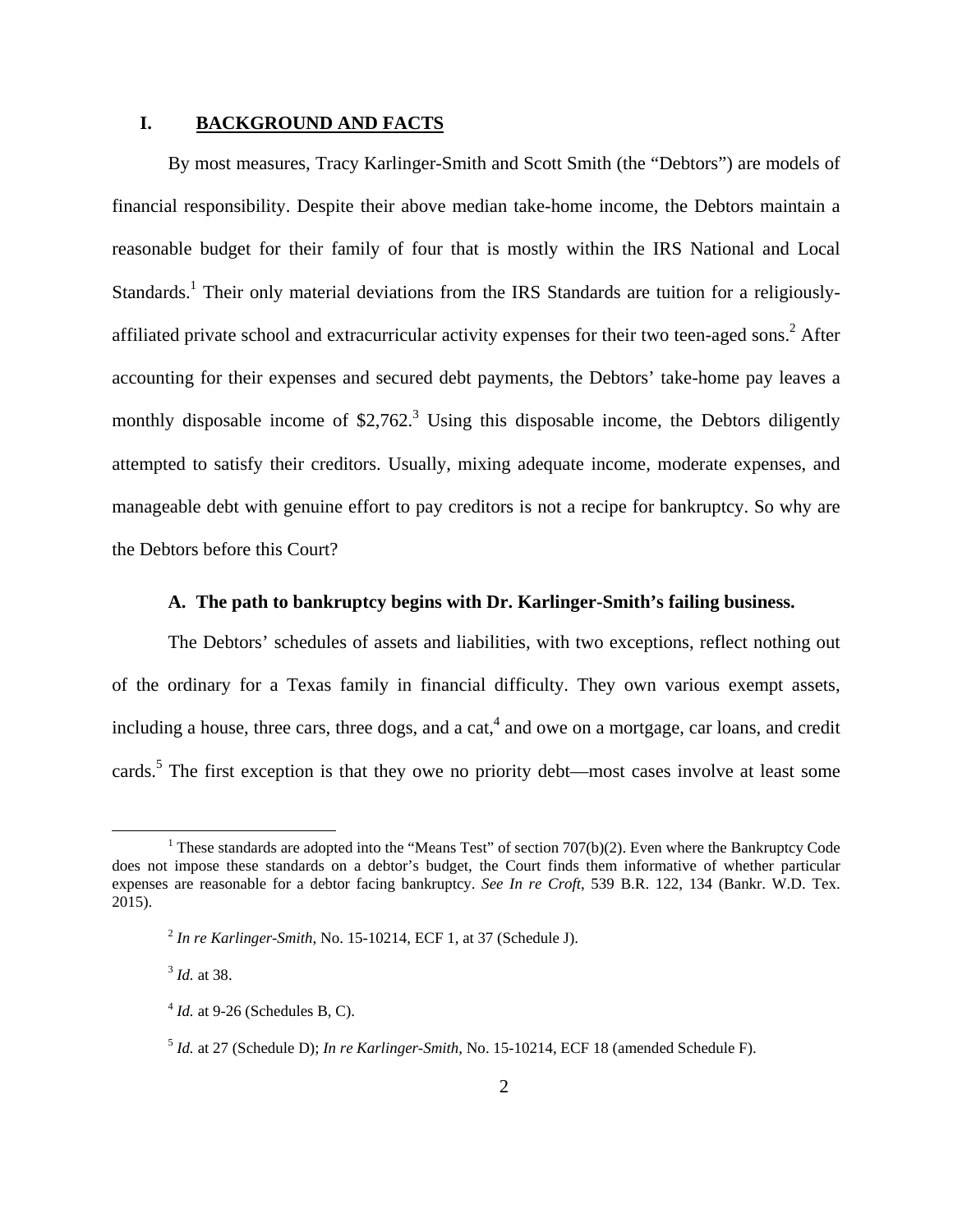## I. BACKGROUND AND FACTS

By most measures, Tracy Karlinger-Smith and Scott Smith (the "Debtors") are models of financial responsibility. Despite their above median take-home income, the Debtors maintain a reasonable budget for their family of four that is mostly within the IRS National and Local Standards.[1] Their only material deviations from the IRS Standards are tuition for a religiously-affiliated private school and extracurricular activity expenses for their two teen-aged sons.[2] After accounting for their expenses and secured debt payments, the Debtors' take-home pay leaves a monthly disposable income of $2,762.[3] Using this disposable income, the Debtors diligently attempted to satisfy their creditors. Usually, mixing adequate income, moderate expenses, and manageable debt with genuine effort to pay creditors is not a recipe for bankruptcy. So why are the Debtors before this Court?

### A. The path to bankruptcy begins with Dr. Karlinger-Smith's failing business.

The Debtors' schedules of assets and liabilities, with two exceptions, reflect nothing out of the ordinary for a Texas family in financial difficulty. They own various exempt assets, including a house, three cars, three dogs, and a cat,[4] and owe on a mortgage, car loans, and credit cards.[5] The first exception is that they owe no priority debt—most cases involve at least some

---

[1] These standards are adopted into the "Means Test" of section 707(b)(2). Even where the Bankruptcy Code does not impose these standards on a debtor's budget, the Court finds them informative of whether particular expenses are reasonable for a debtor facing bankruptcy. *See In re Croft*, 539 B.R. 122, 134 (Bankr. W.D. Tex. 2015).

[2] *In re Karlinger-Smith*, No. 15-10214, ECF 1, at 37 (Schedule J).

[3] *Id.* at 38.

[4] *Id.* at 9-26 (Schedules B, C).

[5] *Id.* at 27 (Schedule D); *In re Karlinger-Smith*, No. 15-10214, ECF 18 (amended Schedule F).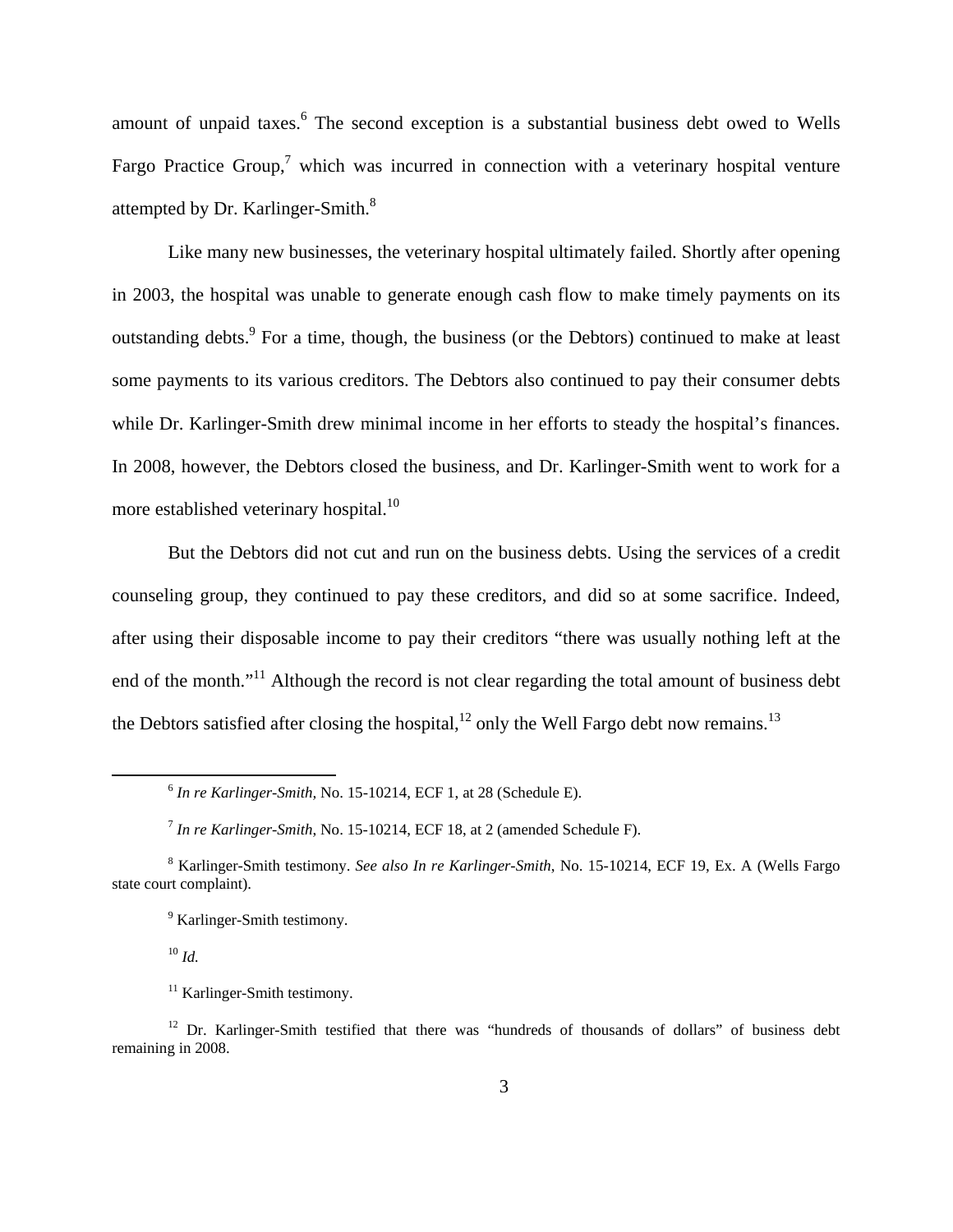amount of unpaid taxes.[6] The second exception is a substantial business debt owed to Wells Fargo Practice Group,[7] which was incurred in connection with a veterinary hospital venture attempted by Dr. Karlinger-Smith.[8]

Like many new businesses, the veterinary hospital ultimately failed. Shortly after opening in 2003, the hospital was unable to generate enough cash flow to make timely payments on its outstanding debts.[9] For a time, though, the business (or the Debtors) continued to make at least some payments to its various creditors. The Debtors also continued to pay their consumer debts while Dr. Karlinger-Smith drew minimal income in her efforts to steady the hospital's finances. In 2008, however, the Debtors closed the business, and Dr. Karlinger-Smith went to work for a more established veterinary hospital.[10]

But the Debtors did not cut and run on the business debts. Using the services of a credit counseling group, they continued to pay these creditors, and did so at some sacrifice. Indeed, after using their disposable income to pay their creditors "there was usually nothing left at the end of the month."[11] Although the record is not clear regarding the total amount of business debt the Debtors satisfied after closing the hospital,[12] only the Well Fargo debt now remains.[13]

---

[6] *In re Karlinger-Smith,* No. 15-10214, ECF 1, at 28 (Schedule E).

[7] *In re Karlinger-Smith*, No. 15-10214, ECF 18, at 2 (amended Schedule F).

[8] Karlinger-Smith testimony. *See also In re Karlinger-Smith*, No. 15-10214, ECF 19, Ex. A (Wells Fargo state court complaint).

[9] Karlinger-Smith testimony.

[10] *Id.*

[11] Karlinger-Smith testimony.

[12] Dr. Karlinger-Smith testified that there was "hundreds of thousands of dollars" of business debt remaining in 2008.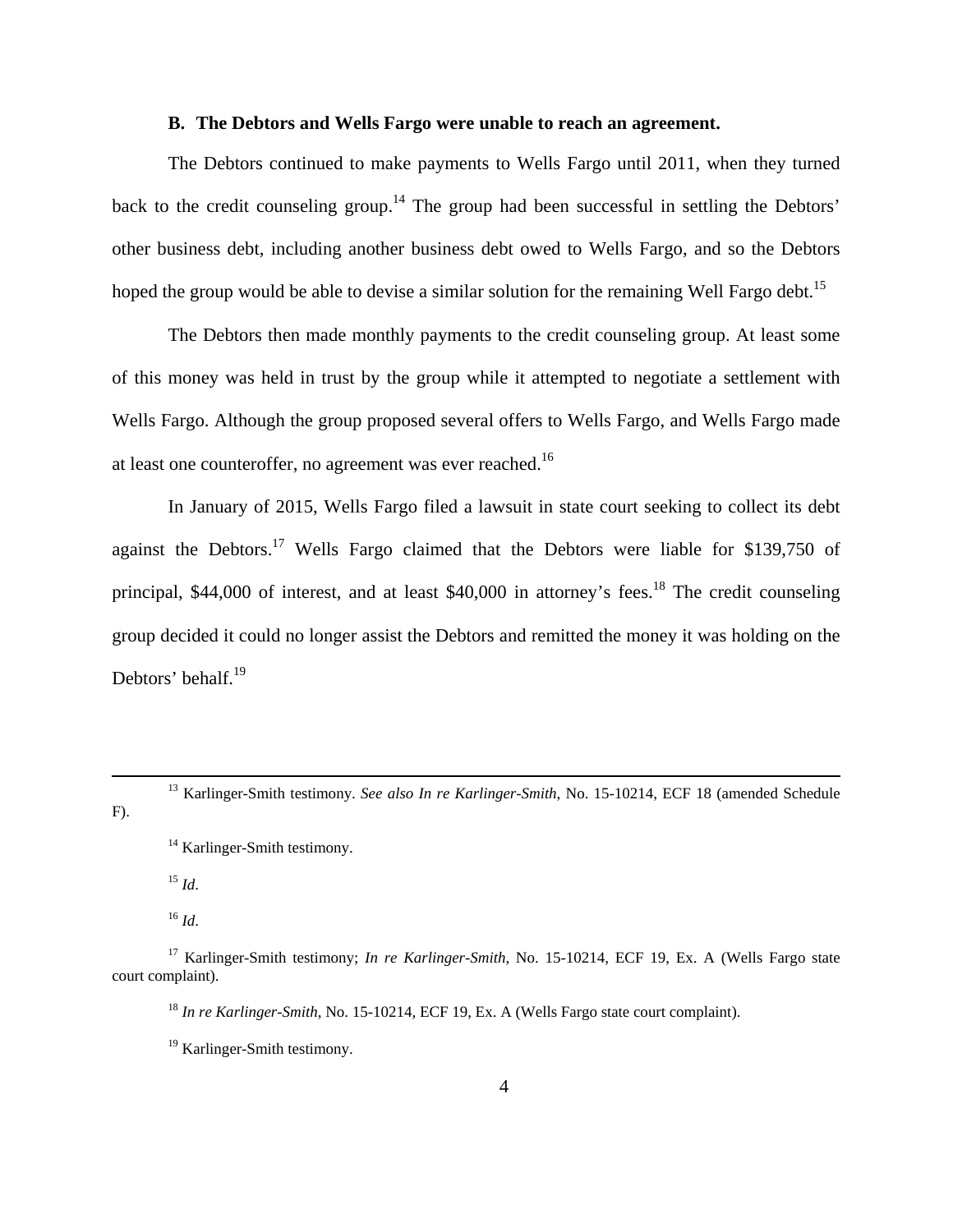### B. The Debtors and Wells Fargo were unable to reach an agreement.

The Debtors continued to make payments to Wells Fargo until 2011, when they turned back to the credit counseling group.[14] The group had been successful in settling the Debtors' other business debt, including another business debt owed to Wells Fargo, and so the Debtors hoped the group would be able to devise a similar solution for the remaining Well Fargo debt.[15]

The Debtors then made monthly payments to the credit counseling group. At least some of this money was held in trust by the group while it attempted to negotiate a settlement with Wells Fargo. Although the group proposed several offers to Wells Fargo, and Wells Fargo made at least one counteroffer, no agreement was ever reached.[16]

In January of 2015, Wells Fargo filed a lawsuit in state court seeking to collect its debt against the Debtors.[17] Wells Fargo claimed that the Debtors were liable for $139,750 of principal, $44,000 of interest, and at least $40,000 in attorney's fees.[18] The credit counseling group decided it could no longer assist the Debtors and remitted the money it was holding on the Debtors' behalf.[19]

---

[13] Karlinger-Smith testimony. *See also In re Karlinger-Smith*, No. 15-10214, ECF 18 (amended Schedule F).

[14] Karlinger-Smith testimony.

[15] *Id*.

[16] *Id*.

[17] Karlinger-Smith testimony; *In re Karlinger-Smith*, No. 15-10214, ECF 19, Ex. A (Wells Fargo state court complaint).

[18] *In re Karlinger-Smith*, No. 15-10214, ECF 19, Ex. A (Wells Fargo state court complaint).

[19] Karlinger-Smith testimony.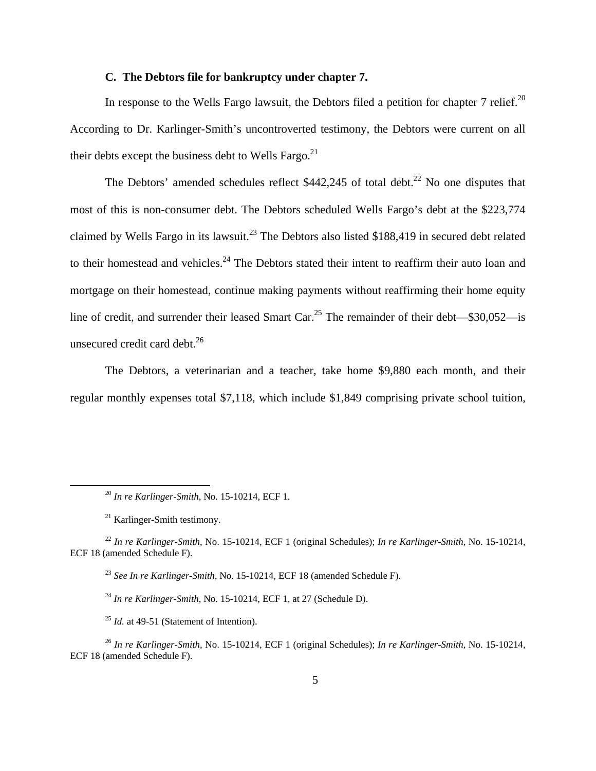### C. The Debtors file for bankruptcy under chapter 7.

In response to the Wells Fargo lawsuit, the Debtors filed a petition for chapter 7 relief.[20] According to Dr. Karlinger-Smith's uncontroverted testimony, the Debtors were current on all their debts except the business debt to Wells Fargo.[21]

The Debtors' amended schedules reflect $442,245 of total debt.[22] No one disputes that most of this is non-consumer debt. The Debtors scheduled Wells Fargo's debt at the $223,774 claimed by Wells Fargo in its lawsuit.[23] The Debtors also listed $188,419 in secured debt related to their homestead and vehicles.[24] The Debtors stated their intent to reaffirm their auto loan and mortgage on their homestead, continue making payments without reaffirming their home equity line of credit, and surrender their leased Smart Car.[25] The remainder of their debt—$30,052—is unsecured credit card debt.[26]

The Debtors, a veterinarian and a teacher, take home $9,880 each month, and their regular monthly expenses total $7,118, which include $1,849 comprising private school tuition,

---

[20] *In re Karlinger-Smith*, No. 15-10214, ECF 1.

[21] Karlinger-Smith testimony.

[22] *In re Karlinger-Smith*, No. 15-10214, ECF 1 (original Schedules); *In re Karlinger-Smith*, No. 15-10214, ECF 18 (amended Schedule F).

[23] *See In re Karlinger-Smith*, No. 15-10214, ECF 18 (amended Schedule F).

[24] *In re Karlinger-Smith*, No. 15-10214, ECF 1, at 27 (Schedule D).

[25] *Id.* at 49-51 (Statement of Intention).

[26] *In re Karlinger-Smith*, No. 15-10214, ECF 1 (original Schedules); *In re Karlinger-Smith*, No. 15-10214, ECF 18 (amended Schedule F).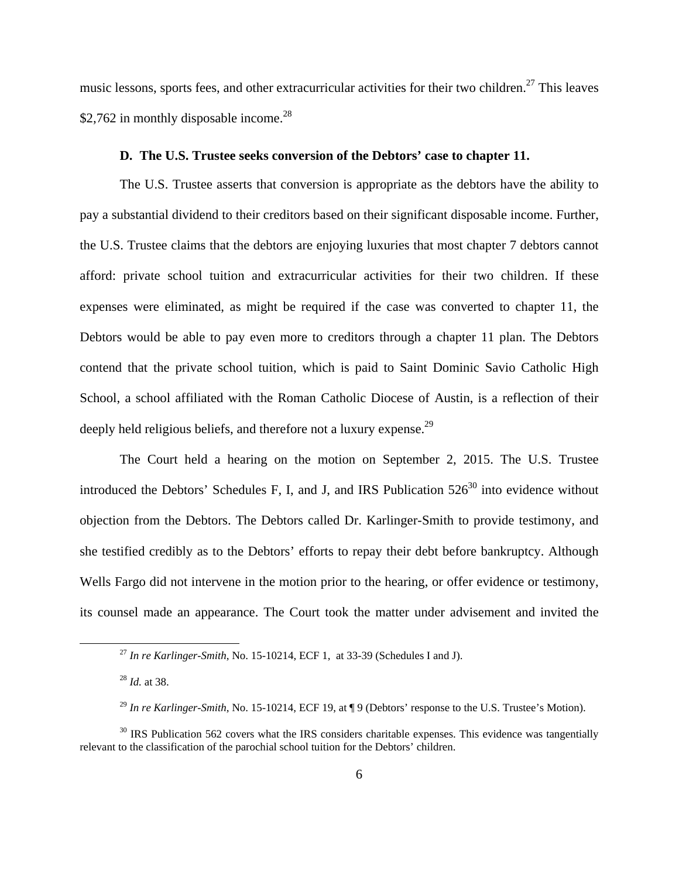music lessons, sports fees, and other extracurricular activities for their two children.[27] This leaves $2,762 in monthly disposable income.[28]

### D. The U.S. Trustee seeks conversion of the Debtors' case to chapter 11.

The U.S. Trustee asserts that conversion is appropriate as the debtors have the ability to pay a substantial dividend to their creditors based on their significant disposable income. Further, the U.S. Trustee claims that the debtors are enjoying luxuries that most chapter 7 debtors cannot afford: private school tuition and extracurricular activities for their two children. If these expenses were eliminated, as might be required if the case was converted to chapter 11, the Debtors would be able to pay even more to creditors through a chapter 11 plan. The Debtors contend that the private school tuition, which is paid to Saint Dominic Savio Catholic High School, a school affiliated with the Roman Catholic Diocese of Austin, is a reflection of their deeply held religious beliefs, and therefore not a luxury expense.[29]

The Court held a hearing on the motion on September 2, 2015. The U.S. Trustee introduced the Debtors' Schedules F, I, and J, and IRS Publication 526[30] into evidence without objection from the Debtors. The Debtors called Dr. Karlinger-Smith to provide testimony, and she testified credibly as to the Debtors' efforts to repay their debt before bankruptcy. Although Wells Fargo did not intervene in the motion prior to the hearing, or offer evidence or testimony, its counsel made an appearance. The Court took the matter under advisement and invited the

---

[27] *In re Karlinger-Smith*, No. 15-10214, ECF 1, at 33-39 (Schedules I and J).

[28] *Id.* at 38.

[29] *In re Karlinger-Smith*, No. 15-10214, ECF 19, at ¶ 9 (Debtors' response to the U.S. Trustee's Motion).

[30] IRS Publication 562 covers what the IRS considers charitable expenses. This evidence was tangentially relevant to the classification of the parochial school tuition for the Debtors' children.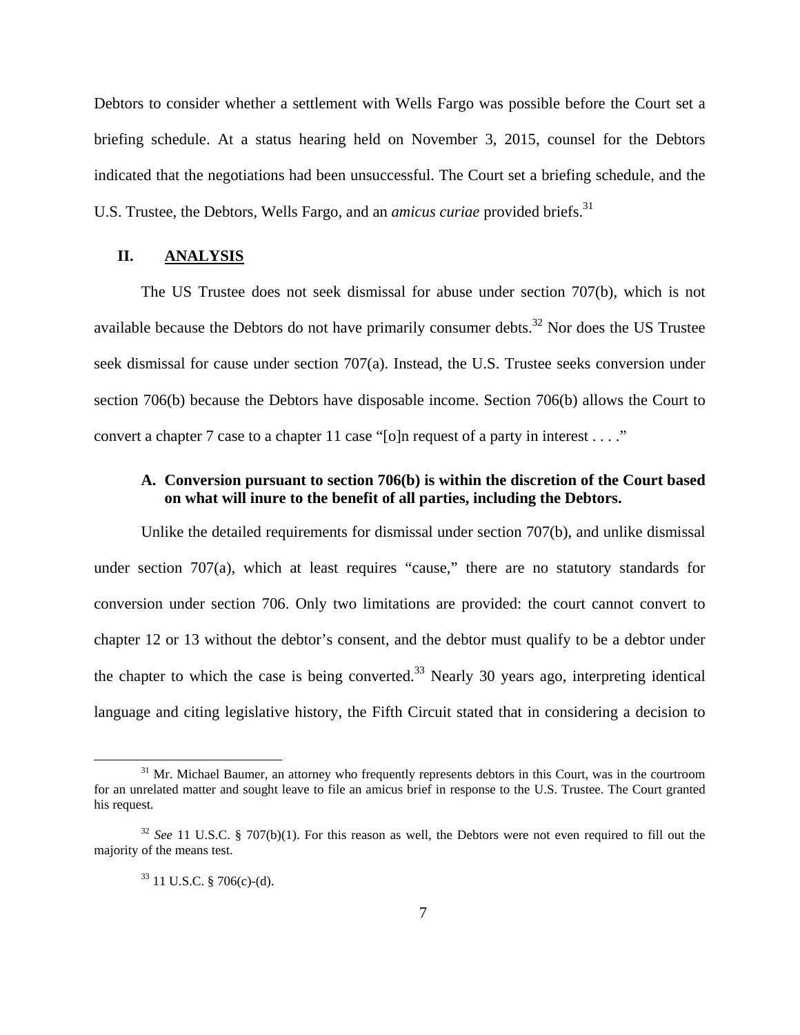Debtors to consider whether a settlement with Wells Fargo was possible before the Court set a briefing schedule. At a status hearing held on November 3, 2015, counsel for the Debtors indicated that the negotiations had been unsuccessful. The Court set a briefing schedule, and the U.S. Trustee, the Debtors, Wells Fargo, and an *amicus curiae* provided briefs.[31]

## II. ANALYSIS

The US Trustee does not seek dismissal for abuse under section 707(b), which is not available because the Debtors do not have primarily consumer debts.[32] Nor does the US Trustee seek dismissal for cause under section 707(a). Instead, the U.S. Trustee seeks conversion under section 706(b) because the Debtors have disposable income. Section 706(b) allows the Court to convert a chapter 7 case to a chapter 11 case "[o]n request of a party in interest . . . ."

### A. Conversion pursuant to section 706(b) is within the discretion of the Court based on what will inure to the benefit of all parties, including the Debtors.

Unlike the detailed requirements for dismissal under section 707(b), and unlike dismissal under section 707(a), which at least requires "cause," there are no statutory standards for conversion under section 706. Only two limitations are provided: the court cannot convert to chapter 12 or 13 without the debtor's consent, and the debtor must qualify to be a debtor under the chapter to which the case is being converted.[33] Nearly 30 years ago, interpreting identical language and citing legislative history, the Fifth Circuit stated that in considering a decision to

---

[31] Mr. Michael Baumer, an attorney who frequently represents debtors in this Court, was in the courtroom for an unrelated matter and sought leave to file an amicus brief in response to the U.S. Trustee. The Court granted his request.

[32] *See* 11 U.S.C. § 707(b)(1). For this reason as well, the Debtors were not even required to fill out the majority of the means test.

[33] 11 U.S.C. § 706(c)-(d).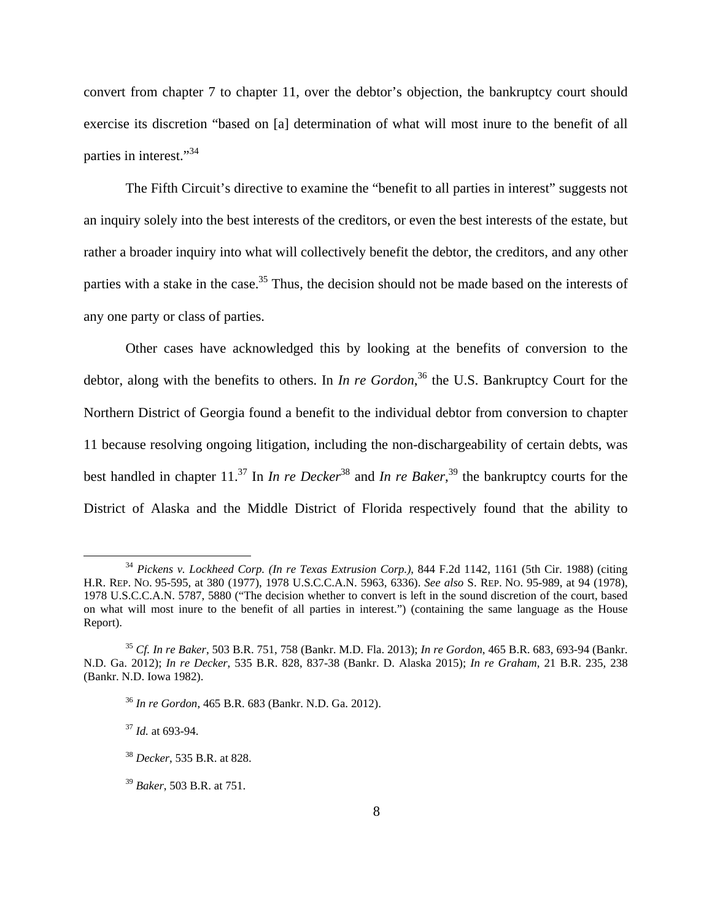convert from chapter 7 to chapter 11, over the debtor's objection, the bankruptcy court should exercise its discretion "based on [a] determination of what will most inure to the benefit of all parties in interest."[34]

The Fifth Circuit's directive to examine the "benefit to all parties in interest" suggests not an inquiry solely into the best interests of the creditors, or even the best interests of the estate, but rather a broader inquiry into what will collectively benefit the debtor, the creditors, and any other parties with a stake in the case.[35] Thus, the decision should not be made based on the interests of any one party or class of parties.

Other cases have acknowledged this by looking at the benefits of conversion to the debtor, along with the benefits to others. In *In re Gordon*,[36] the U.S. Bankruptcy Court for the Northern District of Georgia found a benefit to the individual debtor from conversion to chapter 11 because resolving ongoing litigation, including the non-dischargeability of certain debts, was best handled in chapter 11.[37] In *In re Decker*[38] and *In re Baker*,[39] the bankruptcy courts for the District of Alaska and the Middle District of Florida respectively found that the ability to

---

[34] *Pickens v. Lockheed Corp. (In re Texas Extrusion Corp.)*, 844 F.2d 1142, 1161 (5th Cir. 1988) (citing H.R. REP. NO. 95-595, at 380 (1977), 1978 U.S.C.C.A.N. 5963, 6336). *See also* S. REP. NO. 95-989, at 94 (1978), 1978 U.S.C.C.A.N. 5787, 5880 ("The decision whether to convert is left in the sound discretion of the court, based on what will most inure to the benefit of all parties in interest.") (containing the same language as the House Report).

[35] *Cf. In re Baker*, 503 B.R. 751, 758 (Bankr. M.D. Fla. 2013); *In re Gordon*, 465 B.R. 683, 693-94 (Bankr. N.D. Ga. 2012); *In re Decker*, 535 B.R. 828, 837-38 (Bankr. D. Alaska 2015); *In re Graham*, 21 B.R. 235, 238 (Bankr. N.D. Iowa 1982).

[36] *In re Gordon*, 465 B.R. 683 (Bankr. N.D. Ga. 2012).

[37] *Id.* at 693-94.

[38] *Decker*, 535 B.R. at 828.

[39] *Baker*, 503 B.R. at 751.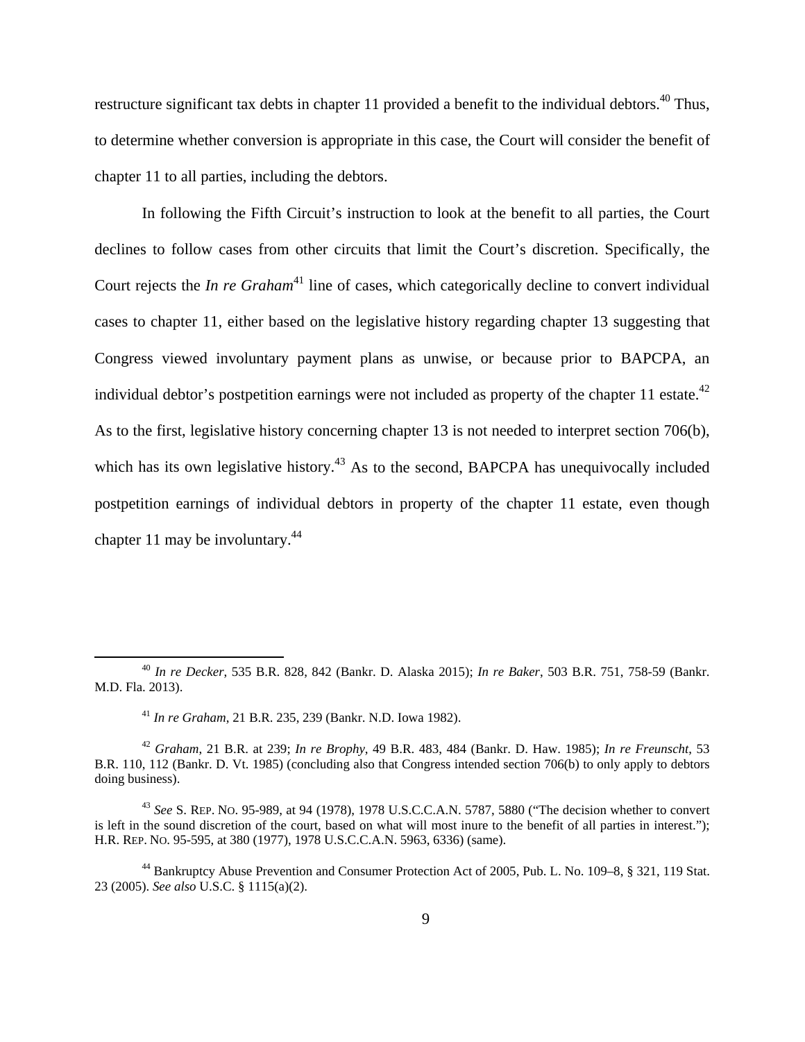restructure significant tax debts in chapter 11 provided a benefit to the individual debtors.[40] Thus, to determine whether conversion is appropriate in this case, the Court will consider the benefit of chapter 11 to all parties, including the debtors.

In following the Fifth Circuit's instruction to look at the benefit to all parties, the Court declines to follow cases from other circuits that limit the Court's discretion. Specifically, the Court rejects the *In re Graham*[41] line of cases, which categorically decline to convert individual cases to chapter 11, either based on the legislative history regarding chapter 13 suggesting that Congress viewed involuntary payment plans as unwise, or because prior to BAPCPA, an individual debtor's postpetition earnings were not included as property of the chapter 11 estate.[42] As to the first, legislative history concerning chapter 13 is not needed to interpret section 706(b), which has its own legislative history.[43] As to the second, BAPCPA has unequivocally included postpetition earnings of individual debtors in property of the chapter 11 estate, even though chapter 11 may be involuntary.[44]

---

[40] *In re Decker*, 535 B.R. 828, 842 (Bankr. D. Alaska 2015); *In re Baker*, 503 B.R. 751, 758-59 (Bankr. M.D. Fla. 2013).

[41] *In re Graham*, 21 B.R. 235, 239 (Bankr. N.D. Iowa 1982).

[42] *Graham*, 21 B.R. at 239; *In re Brophy*, 49 B.R. 483, 484 (Bankr. D. Haw. 1985); *In re Freunscht*, 53 B.R. 110, 112 (Bankr. D. Vt. 1985) (concluding also that Congress intended section 706(b) to only apply to debtors doing business).

[43] *See* S. REP. NO. 95-989, at 94 (1978), 1978 U.S.C.C.A.N. 5787, 5880 ("The decision whether to convert is left in the sound discretion of the court, based on what will most inure to the benefit of all parties in interest."); H.R. REP. NO. 95-595, at 380 (1977), 1978 U.S.C.C.A.N. 5963, 6336) (same).

[44] Bankruptcy Abuse Prevention and Consumer Protection Act of 2005, Pub. L. No. 109–8, § 321, 119 Stat. 23 (2005). *See also* U.S.C. § 1115(a)(2).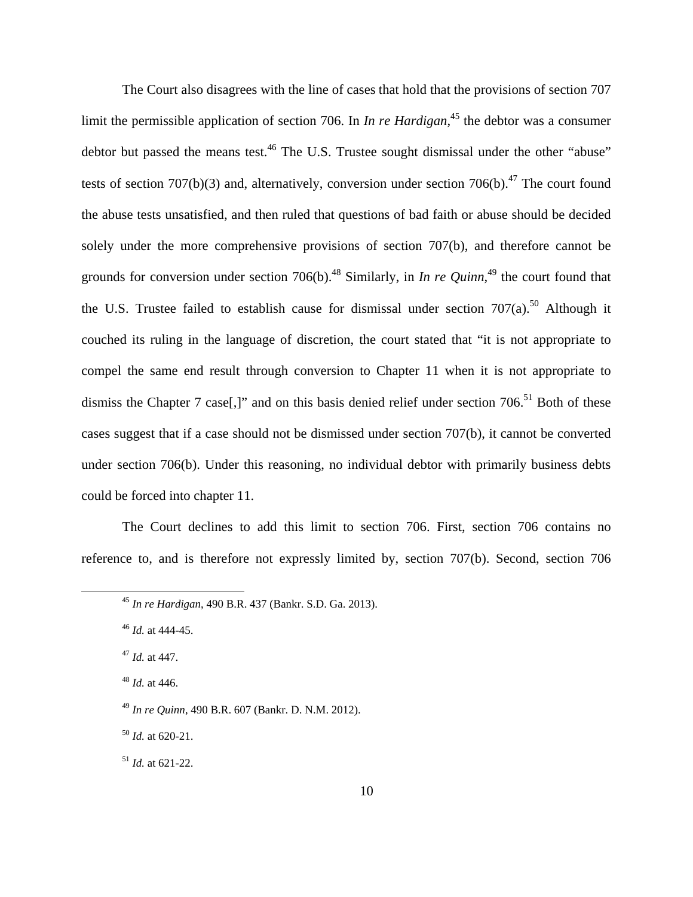The Court also disagrees with the line of cases that hold that the provisions of section 707 limit the permissible application of section 706. In *In re Hardigan*,[45] the debtor was a consumer debtor but passed the means test.[46] The U.S. Trustee sought dismissal under the other "abuse" tests of section 707(b)(3) and, alternatively, conversion under section 706(b).[47] The court found the abuse tests unsatisfied, and then ruled that questions of bad faith or abuse should be decided solely under the more comprehensive provisions of section 707(b), and therefore cannot be grounds for conversion under section 706(b).[48] Similarly, in *In re Quinn*,[49] the court found that the U.S. Trustee failed to establish cause for dismissal under section 707(a).[50] Although it couched its ruling in the language of discretion, the court stated that "it is not appropriate to compel the same end result through conversion to Chapter 11 when it is not appropriate to dismiss the Chapter 7 case[,]" and on this basis denied relief under section 706.[51] Both of these cases suggest that if a case should not be dismissed under section 707(b), it cannot be converted under section 706(b). Under this reasoning, no individual debtor with primarily business debts could be forced into chapter 11.

The Court declines to add this limit to section 706. First, section 706 contains no reference to, and is therefore not expressly limited by, section 707(b). Second, section 706

---

[45] *In re Hardigan*, 490 B.R. 437 (Bankr. S.D. Ga. 2013).

[46] *Id.* at 444-45.

[47] *Id.* at 447.

[48] *Id.* at 446.

[49] *In re Quinn*, 490 B.R. 607 (Bankr. D. N.M. 2012).

[50] *Id.* at 620-21.

[51] *Id.* at 621-22.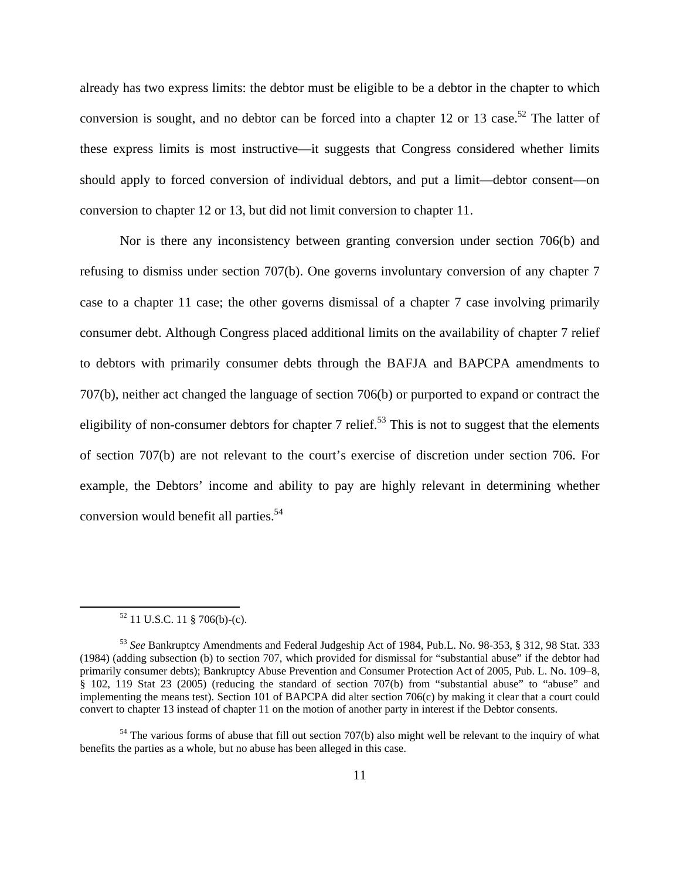already has two express limits: the debtor must be eligible to be a debtor in the chapter to which conversion is sought, and no debtor can be forced into a chapter 12 or 13 case.[52] The latter of these express limits is most instructive—it suggests that Congress considered whether limits should apply to forced conversion of individual debtors, and put a limit—debtor consent—on conversion to chapter 12 or 13, but did not limit conversion to chapter 11.

Nor is there any inconsistency between granting conversion under section 706(b) and refusing to dismiss under section 707(b). One governs involuntary conversion of any chapter 7 case to a chapter 11 case; the other governs dismissal of a chapter 7 case involving primarily consumer debt. Although Congress placed additional limits on the availability of chapter 7 relief to debtors with primarily consumer debts through the BAFJA and BAPCPA amendments to 707(b), neither act changed the language of section 706(b) or purported to expand or contract the eligibility of non-consumer debtors for chapter 7 relief.[53] This is not to suggest that the elements of section 707(b) are not relevant to the court's exercise of discretion under section 706. For example, the Debtors' income and ability to pay are highly relevant in determining whether conversion would benefit all parties.[54]

---

[52] 11 U.S.C. 11 § 706(b)-(c).

[53] *See* Bankruptcy Amendments and Federal Judgeship Act of 1984, Pub.L. No. 98-353, § 312, 98 Stat. 333 (1984) (adding subsection (b) to section 707, which provided for dismissal for "substantial abuse" if the debtor had primarily consumer debts); Bankruptcy Abuse Prevention and Consumer Protection Act of 2005, Pub. L. No. 109–8, § 102, 119 Stat 23 (2005) (reducing the standard of section 707(b) from "substantial abuse" to "abuse" and implementing the means test). Section 101 of BAPCPA did alter section 706(c) by making it clear that a court could convert to chapter 13 instead of chapter 11 on the motion of another party in interest if the Debtor consents.

[54] The various forms of abuse that fill out section 707(b) also might well be relevant to the inquiry of what benefits the parties as a whole, but no abuse has been alleged in this case.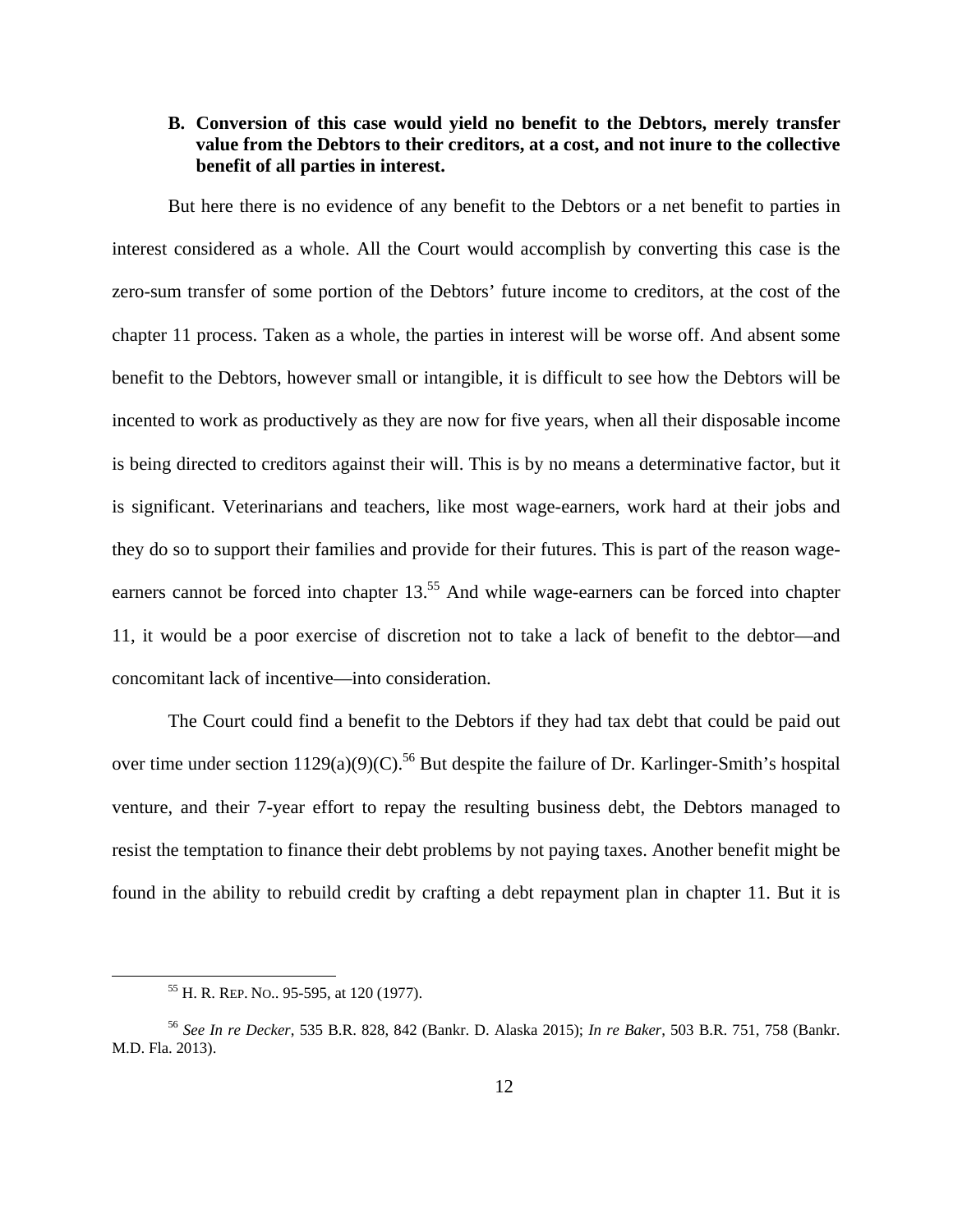### B. Conversion of this case would yield no benefit to the Debtors, merely transfer value from the Debtors to their creditors, at a cost, and not inure to the collective benefit of all parties in interest.

But here there is no evidence of any benefit to the Debtors or a net benefit to parties in interest considered as a whole. All the Court would accomplish by converting this case is the zero-sum transfer of some portion of the Debtors' future income to creditors, at the cost of the chapter 11 process. Taken as a whole, the parties in interest will be worse off. And absent some benefit to the Debtors, however small or intangible, it is difficult to see how the Debtors will be incented to work as productively as they are now for five years, when all their disposable income is being directed to creditors against their will. This is by no means a determinative factor, but it is significant. Veterinarians and teachers, like most wage-earners, work hard at their jobs and they do so to support their families and provide for their futures. This is part of the reason wage-earners cannot be forced into chapter 13.[55] And while wage-earners can be forced into chapter 11, it would be a poor exercise of discretion not to take a lack of benefit to the debtor—and concomitant lack of incentive—into consideration.

The Court could find a benefit to the Debtors if they had tax debt that could be paid out over time under section 1129(a)(9)(C).[56] But despite the failure of Dr. Karlinger-Smith's hospital venture, and their 7-year effort to repay the resulting business debt, the Debtors managed to resist the temptation to finance their debt problems by not paying taxes. Another benefit might be found in the ability to rebuild credit by crafting a debt repayment plan in chapter 11. But it is

---

[55] H. R. REP. NO.. 95-595, at 120 (1977).

[56] *See In re Decker*, 535 B.R. 828, 842 (Bankr. D. Alaska 2015); *In re Baker*, 503 B.R. 751, 758 (Bankr. M.D. Fla. 2013).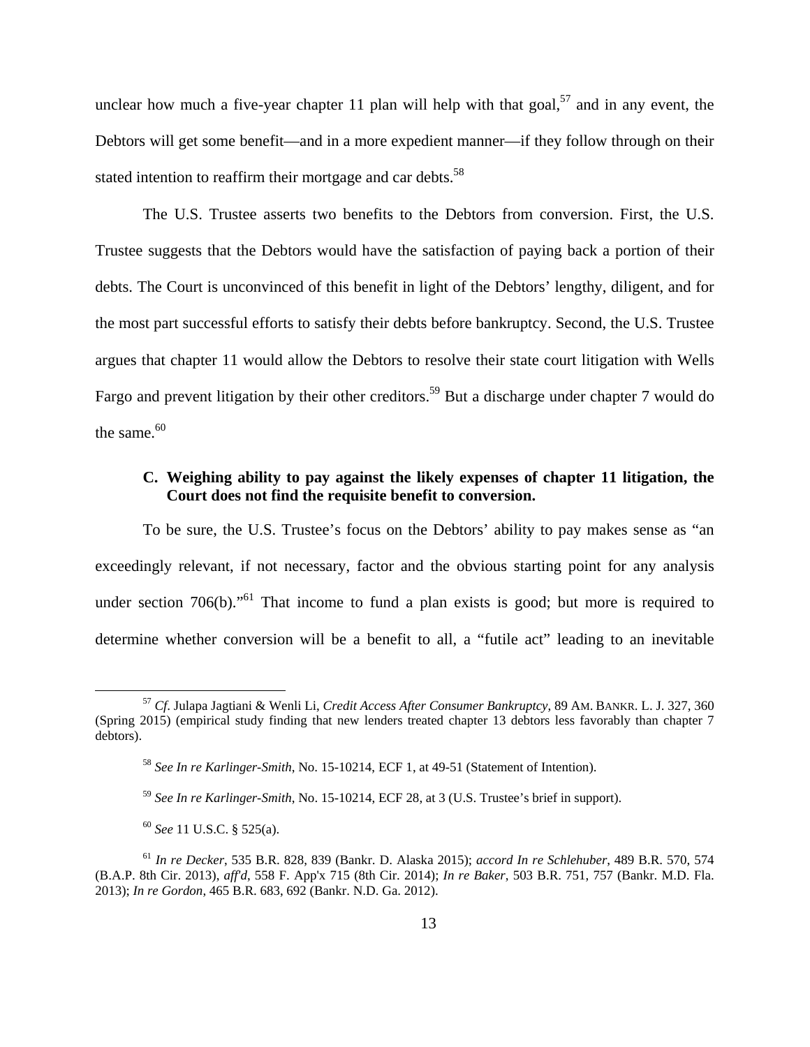unclear how much a five-year chapter 11 plan will help with that goal,[57] and in any event, the Debtors will get some benefit—and in a more expedient manner—if they follow through on their stated intention to reaffirm their mortgage and car debts.[58]

The U.S. Trustee asserts two benefits to the Debtors from conversion. First, the U.S. Trustee suggests that the Debtors would have the satisfaction of paying back a portion of their debts. The Court is unconvinced of this benefit in light of the Debtors' lengthy, diligent, and for the most part successful efforts to satisfy their debts before bankruptcy. Second, the U.S. Trustee argues that chapter 11 would allow the Debtors to resolve their state court litigation with Wells Fargo and prevent litigation by their other creditors.[59] But a discharge under chapter 7 would do the same.[60]

### C. Weighing ability to pay against the likely expenses of chapter 11 litigation, the Court does not find the requisite benefit to conversion.

To be sure, the U.S. Trustee's focus on the Debtors' ability to pay makes sense as "an exceedingly relevant, if not necessary, factor and the obvious starting point for any analysis under section 706(b)."[61] That income to fund a plan exists is good; but more is required to determine whether conversion will be a benefit to all, a "futile act" leading to an inevitable

---

[57] *Cf.* Julapa Jagtiani & Wenli Li, *Credit Access After Consumer Bankruptcy*, 89 AM. BANKR. L. J. 327, 360 (Spring 2015) (empirical study finding that new lenders treated chapter 13 debtors less favorably than chapter 7 debtors).

[58] *See In re Karlinger-Smith*, No. 15-10214, ECF 1, at 49-51 (Statement of Intention).

[59] *See In re Karlinger-Smith*, No. 15-10214, ECF 28, at 3 (U.S. Trustee's brief in support).

[60] *See* 11 U.S.C. § 525(a).

[61] *In re Decker*, 535 B.R. 828, 839 (Bankr. D. Alaska 2015); *accord In re Schlehuber*, 489 B.R. 570, 574 (B.A.P. 8th Cir. 2013), *aff'd*, 558 F. App'x 715 (8th Cir. 2014); *In re Baker*, 503 B.R. 751, 757 (Bankr. M.D. Fla. 2013); *In re Gordon*, 465 B.R. 683, 692 (Bankr. N.D. Ga. 2012).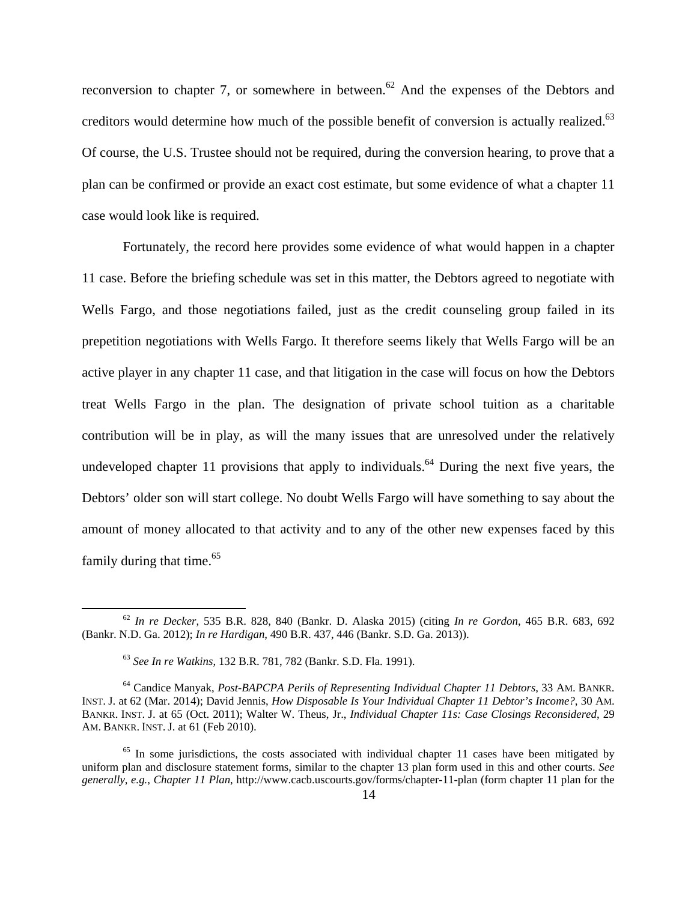reconversion to chapter 7, or somewhere in between.[62] And the expenses of the Debtors and creditors would determine how much of the possible benefit of conversion is actually realized.[63] Of course, the U.S. Trustee should not be required, during the conversion hearing, to prove that a plan can be confirmed or provide an exact cost estimate, but some evidence of what a chapter 11 case would look like is required.

Fortunately, the record here provides some evidence of what would happen in a chapter 11 case. Before the briefing schedule was set in this matter, the Debtors agreed to negotiate with Wells Fargo, and those negotiations failed, just as the credit counseling group failed in its prepetition negotiations with Wells Fargo. It therefore seems likely that Wells Fargo will be an active player in any chapter 11 case, and that litigation in the case will focus on how the Debtors treat Wells Fargo in the plan. The designation of private school tuition as a charitable contribution will be in play, as will the many issues that are unresolved under the relatively undeveloped chapter 11 provisions that apply to individuals.[64] During the next five years, the Debtors' older son will start college. No doubt Wells Fargo will have something to say about the amount of money allocated to that activity and to any of the other new expenses faced by this family during that time.[65]

---

[62] *In re Decker,* 535 B.R. 828, 840 (Bankr. D. Alaska 2015) (citing *In re Gordon*, 465 B.R. 683, 692 (Bankr. N.D. Ga. 2012); *In re Hardigan*, 490 B.R. 437, 446 (Bankr. S.D. Ga. 2013)).

[63] *See In re Watkins*, 132 B.R. 781, 782 (Bankr. S.D. Fla. 1991).

[64] Candice Manyak, *Post-BAPCPA Perils of Representing Individual Chapter 11 Debtors*, 33 AM. BANKR. INST. J. at 62 (Mar. 2014); David Jennis, *How Disposable Is Your Individual Chapter 11 Debtor's Income?*, 30 AM. BANKR. INST. J. at 65 (Oct. 2011); Walter W. Theus, Jr., *Individual Chapter 11s: Case Closings Reconsidered*, 29 AM. BANKR. INST. J. at 61 (Feb 2010).

[65] In some jurisdictions, the costs associated with individual chapter 11 cases have been mitigated by uniform plan and disclosure statement forms, similar to the chapter 13 plan form used in this and other courts. *See generally, e.g.*, *Chapter 11 Plan*, http://www.cacb.uscourts.gov/forms/chapter-11-plan (form chapter 11 plan for the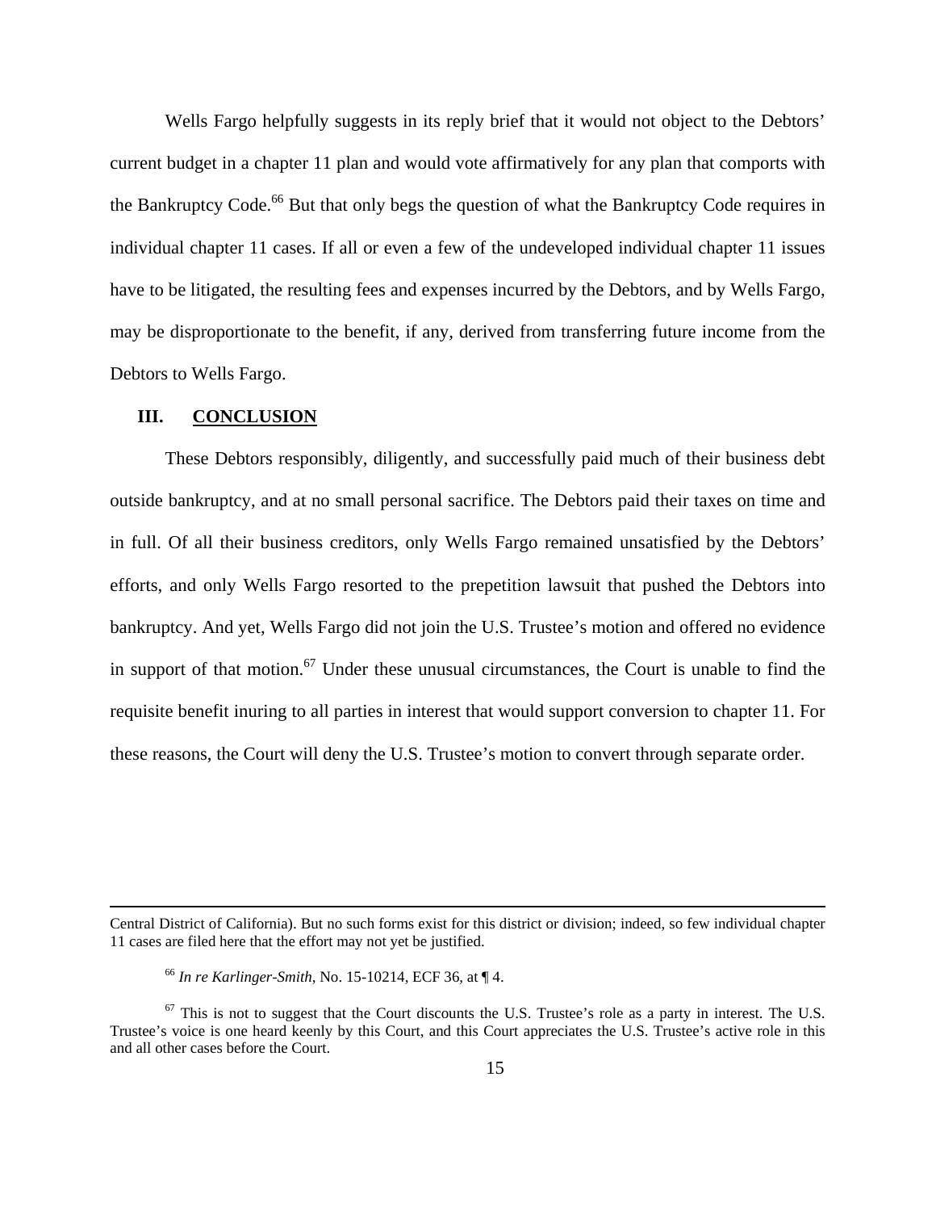Wells Fargo helpfully suggests in its reply brief that it would not object to the Debtors' current budget in a chapter 11 plan and would vote affirmatively for any plan that comports with the Bankruptcy Code.[66] But that only begs the question of what the Bankruptcy Code requires in individual chapter 11 cases. If all or even a few of the undeveloped individual chapter 11 issues have to be litigated, the resulting fees and expenses incurred by the Debtors, and by Wells Fargo, may be disproportionate to the benefit, if any, derived from transferring future income from the Debtors to Wells Fargo.

## III. CONCLUSION

These Debtors responsibly, diligently, and successfully paid much of their business debt outside bankruptcy, and at no small personal sacrifice. The Debtors paid their taxes on time and in full. Of all their business creditors, only Wells Fargo remained unsatisfied by the Debtors' efforts, and only Wells Fargo resorted to the prepetition lawsuit that pushed the Debtors into bankruptcy. And yet, Wells Fargo did not join the U.S. Trustee's motion and offered no evidence in support of that motion.[67] Under these unusual circumstances, the Court is unable to find the requisite benefit inuring to all parties in interest that would support conversion to chapter 11. For these reasons, the Court will deny the U.S. Trustee's motion to convert through separate order.

---

Central District of California). But no such forms exist for this district or division; indeed, so few individual chapter 11 cases are filed here that the effort may not yet be justified.

[66] *In re Karlinger-Smith*, No. 15-10214, ECF 36, at ¶ 4.

[67] This is not to suggest that the Court discounts the U.S. Trustee's role as a party in interest. The U.S. Trustee's voice is one heard keenly by this Court, and this Court appreciates the U.S. Trustee's active role in this and all other cases before the Court.